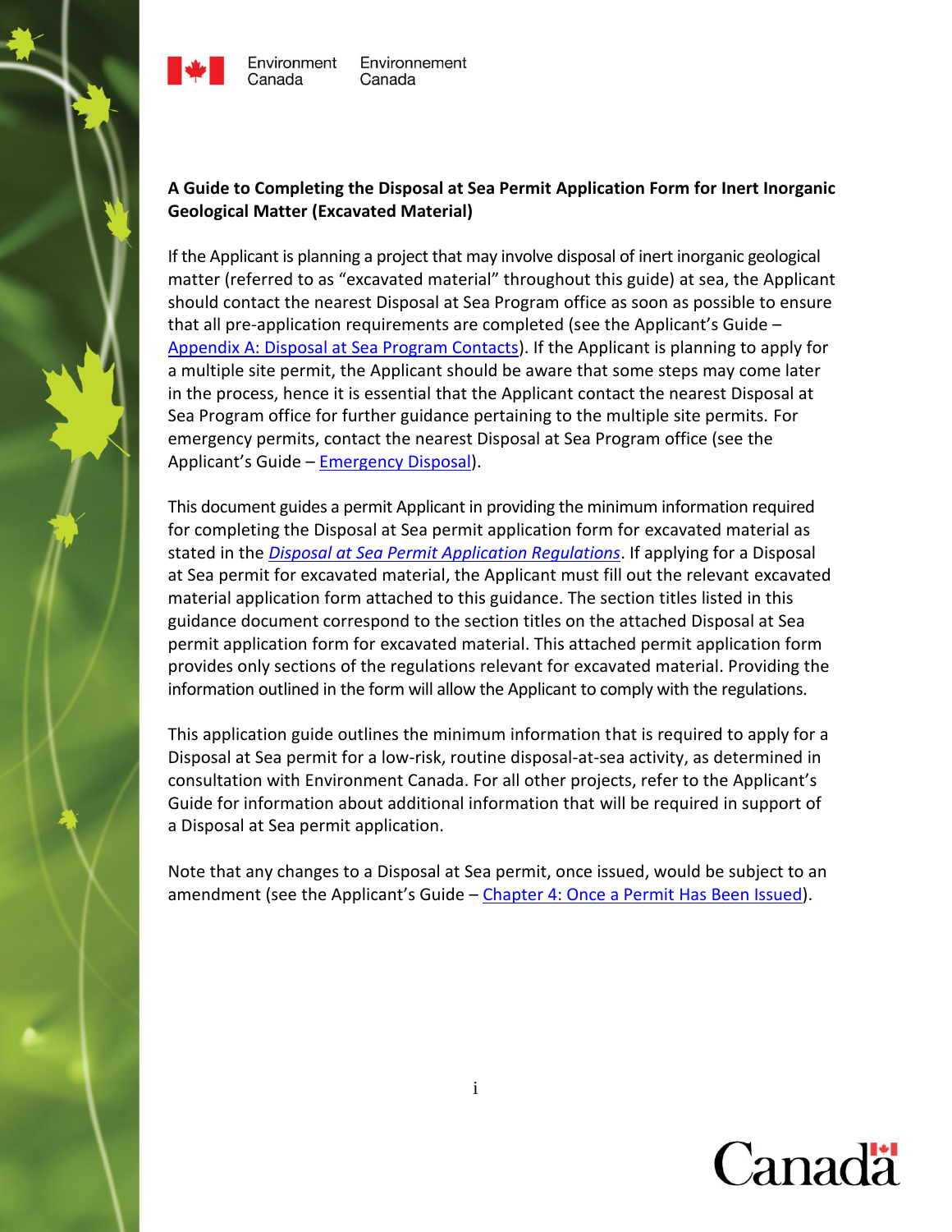Environment Canada    Environnement Canada

**A Guide to Completing the Disposal at Sea Permit Application Form for Inert Inorganic Geological Matter (Excavated Material)**

If the Applicant is planning a project that may involve disposal of inert inorganic geological matter (referred to as "excavated material" throughout this guide) at sea, the Applicant should contact the nearest Disposal at Sea Program office as soon as possible to ensure that all pre-application requirements are completed (see the Applicant's Guide – Appendix A: Disposal at Sea Program Contacts). If the Applicant is planning to apply for a multiple site permit, the Applicant should be aware that some steps may come later in the process, hence it is essential that the Applicant contact the nearest Disposal at Sea Program office for further guidance pertaining to the multiple site permits. For emergency permits, contact the nearest Disposal at Sea Program office (see the Applicant's Guide – Emergency Disposal).

This document guides a permit Applicant in providing the minimum information required for completing the Disposal at Sea permit application form for excavated material as stated in the *Disposal at Sea Permit Application Regulations*. If applying for a Disposal at Sea permit for excavated material, the Applicant must fill out the relevant excavated material application form attached to this guidance. The section titles listed in this guidance document correspond to the section titles on the attached Disposal at Sea permit application form for excavated material. This attached permit application form provides only sections of the regulations relevant for excavated material. Providing the information outlined in the form will allow the Applicant to comply with the regulations.

This application guide outlines the minimum information that is required to apply for a Disposal at Sea permit for a low-risk, routine disposal-at-sea activity, as determined in consultation with Environment Canada. For all other projects, refer to the Applicant's Guide for information about additional information that will be required in support of a Disposal at Sea permit application.

Note that any changes to a Disposal at Sea permit, once issued, would be subject to an amendment (see the Applicant's Guide – Chapter 4: Once a Permit Has Been Issued).

Canada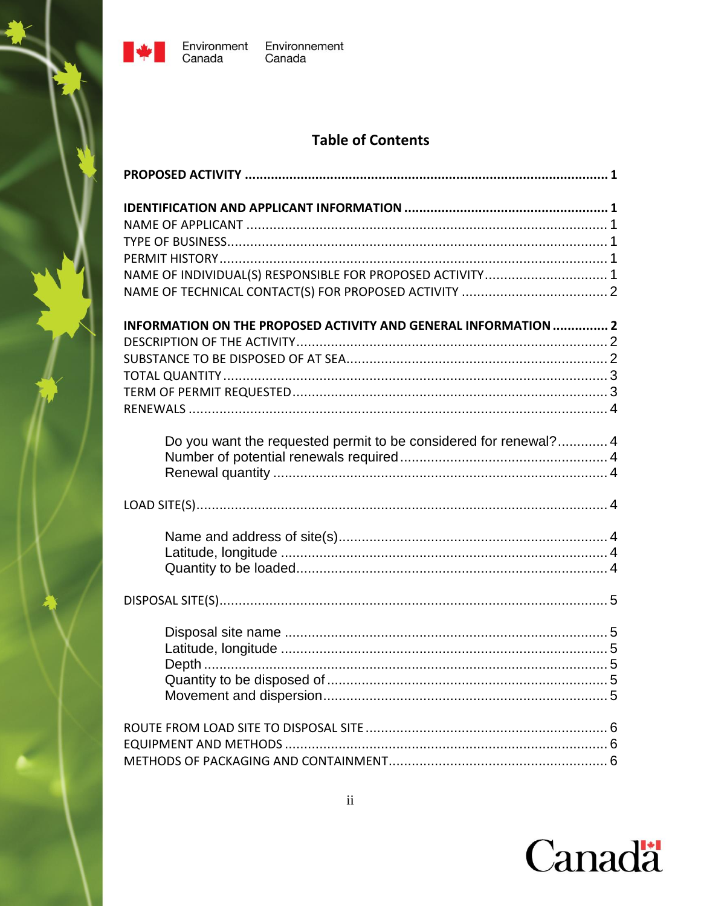## Table of Contents

**PROPOSED ACTIVITY ... 1**

**IDENTIFICATION AND APPLICANT INFORMATION ... 1**

NAME OF APPLICANT ... 1

TYPE OF BUSINESS ... 1

PERMIT HISTORY ... 1

NAME OF INDIVIDUAL(S) RESPONSIBLE FOR PROPOSED ACTIVITY ... 1

NAME OF TECHNICAL CONTACT(S) FOR PROPOSED ACTIVITY ... 2

**INFORMATION ON THE PROPOSED ACTIVITY AND GENERAL INFORMATION ... 2**

DESCRIPTION OF THE ACTIVITY ... 2

SUBSTANCE TO BE DISPOSED OF AT SEA ... 2

TOTAL QUANTITY ... 3

TERM OF PERMIT REQUESTED ... 3

RENEWALS ... 4

- Do you want the requested permit to be considered for renewal? ... 4
- Number of potential renewals required ... 4
- Renewal quantity ... 4

LOAD SITE(S) ... 4

- Name and address of site(s) ... 4
- Latitude, longitude ... 4
- Quantity to be loaded ... 4

DISPOSAL SITE(S) ... 5

- Disposal site name ... 5
- Latitude, longitude ... 5
- Depth ... 5
- Quantity to be disposed of ... 5
- Movement and dispersion ... 5

ROUTE FROM LOAD SITE TO DISPOSAL SITE ... 6

EQUIPMENT AND METHODS ... 6

METHODS OF PACKAGING AND CONTAINMENT ... 6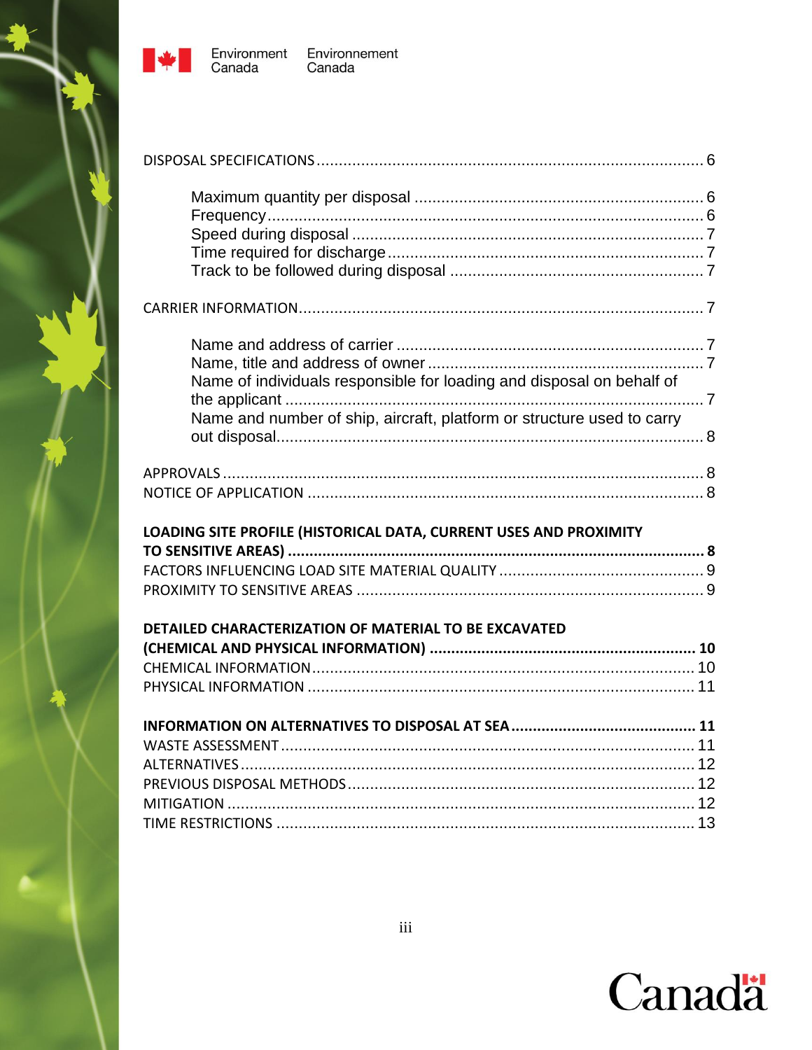DISPOSAL SPECIFICATIONS ........................................................................................ 6

- Maximum quantity per disposal ................................................................. 6
- Frequency ................................................................................................ 6
- Speed during disposal ............................................................................... 7
- Time required for discharge ...................................................................... 7
- Track to be followed during disposal ......................................................... 7

CARRIER INFORMATION ........................................................................................... 7

- Name and address of carrier ..................................................................... 7
- Name, title and address of owner .............................................................. 7
- Name of individuals responsible for loading and disposal on behalf of the applicant ............................................................................................. 7
- Name and number of ship, aircraft, platform or structure used to carry out disposal ................................................................................................ 8

APPROVALS ............................................................................................................. 8

NOTICE OF APPLICATION ......................................................................................... 8

**LOADING SITE PROFILE (HISTORICAL DATA, CURRENT USES AND PROXIMITY TO SENSITIVE AREAS) ................................................................................................. 8**

FACTORS INFLUENCING LOAD SITE MATERIAL QUALITY ............................................. 9

PROXIMITY TO SENSITIVE AREAS .............................................................................. 9

**DETAILED CHARACTERIZATION OF MATERIAL TO BE EXCAVATED (CHEMICAL AND PHYSICAL INFORMATION) ............................................................. 10**

CHEMICAL INFORMATION ...................................................................................... 10

PHYSICAL INFORMATION ....................................................................................... 11

**INFORMATION ON ALTERNATIVES TO DISPOSAL AT SEA ........................................... 11**

WASTE ASSESSMENT ............................................................................................. 11

ALTERNATIVES ...................................................................................................... 12

PREVIOUS DISPOSAL METHODS .............................................................................. 12

MITIGATION ......................................................................................................... 12

TIME RESTRICTIONS .............................................................................................. 13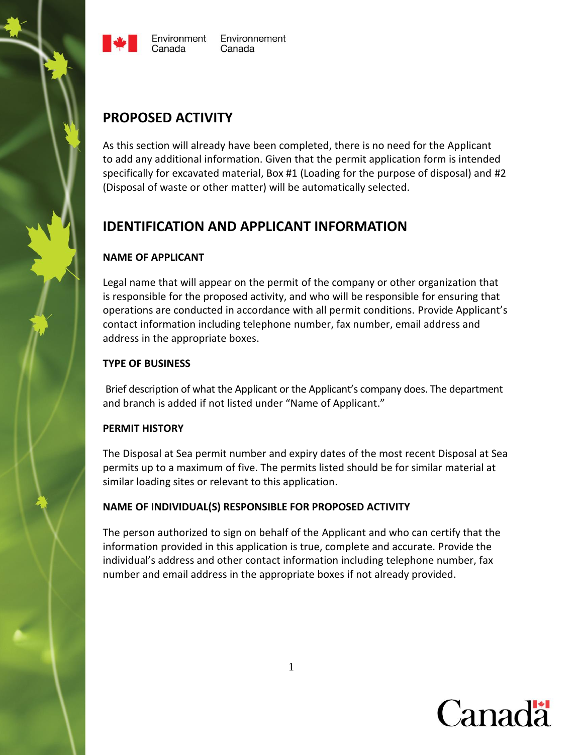## PROPOSED ACTIVITY

As this section will already have been completed, there is no need for the Applicant to add any additional information. Given that the permit application form is intended specifically for excavated material, Box #1 (Loading for the purpose of disposal) and #2 (Disposal of waste or other matter) will be automatically selected.

## IDENTIFICATION AND APPLICANT INFORMATION

### NAME OF APPLICANT

Legal name that will appear on the permit of the company or other organization that is responsible for the proposed activity, and who will be responsible for ensuring that operations are conducted in accordance with all permit conditions. Provide Applicant's contact information including telephone number, fax number, email address and address in the appropriate boxes.

### TYPE OF BUSINESS

Brief description of what the Applicant or the Applicant's company does. The department and branch is added if not listed under "Name of Applicant."

### PERMIT HISTORY

The Disposal at Sea permit number and expiry dates of the most recent Disposal at Sea permits up to a maximum of five. The permits listed should be for similar material at similar loading sites or relevant to this application.

### NAME OF INDIVIDUAL(S) RESPONSIBLE FOR PROPOSED ACTIVITY

The person authorized to sign on behalf of the Applicant and who can certify that the information provided in this application is true, complete and accurate. Provide the individual's address and other contact information including telephone number, fax number and email address in the appropriate boxes if not already provided.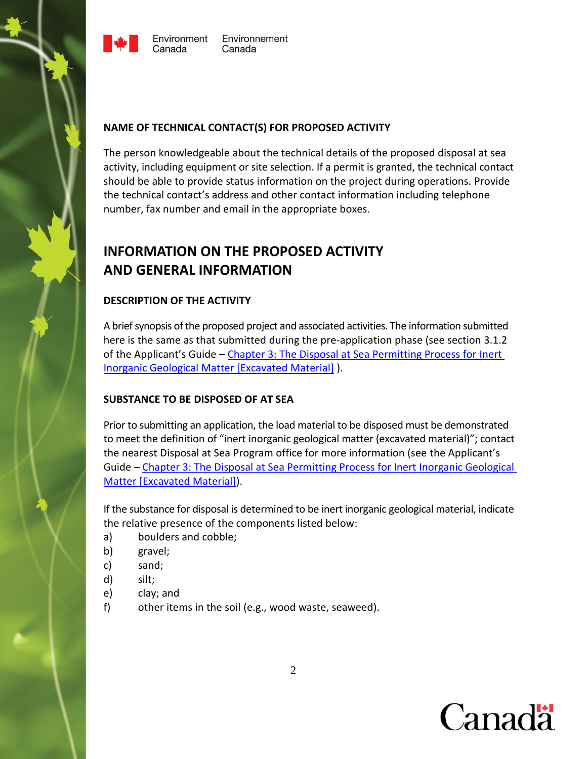### NAME OF TECHNICAL CONTACT(S) FOR PROPOSED ACTIVITY

The person knowledgeable about the technical details of the proposed disposal at sea activity, including equipment or site selection. If a permit is granted, the technical contact should be able to provide status information on the project during operations. Provide the technical contact's address and other contact information including telephone number, fax number and email in the appropriate boxes.

## INFORMATION ON THE PROPOSED ACTIVITY AND GENERAL INFORMATION

### DESCRIPTION OF THE ACTIVITY

A brief synopsis of the proposed project and associated activities. The information submitted here is the same as that submitted during the pre-application phase (see section 3.1.2 of the Applicant's Guide – Chapter 3: The Disposal at Sea Permitting Process for Inert Inorganic Geological Matter [Excavated Material] ).

### SUBSTANCE TO BE DISPOSED OF AT SEA

Prior to submitting an application, the load material to be disposed must be demonstrated to meet the definition of "inert inorganic geological matter (excavated material)"; contact the nearest Disposal at Sea Program office for more information (see the Applicant's Guide – Chapter 3: The Disposal at Sea Permitting Process for Inert Inorganic Geological Matter [Excavated Material]).

If the substance for disposal is determined to be inert inorganic geological material, indicate the relative presence of the components listed below:

a) boulders and cobble;
b) gravel;
c) sand;
d) silt;
e) clay; and
f) other items in the soil (e.g., wood waste, seaweed).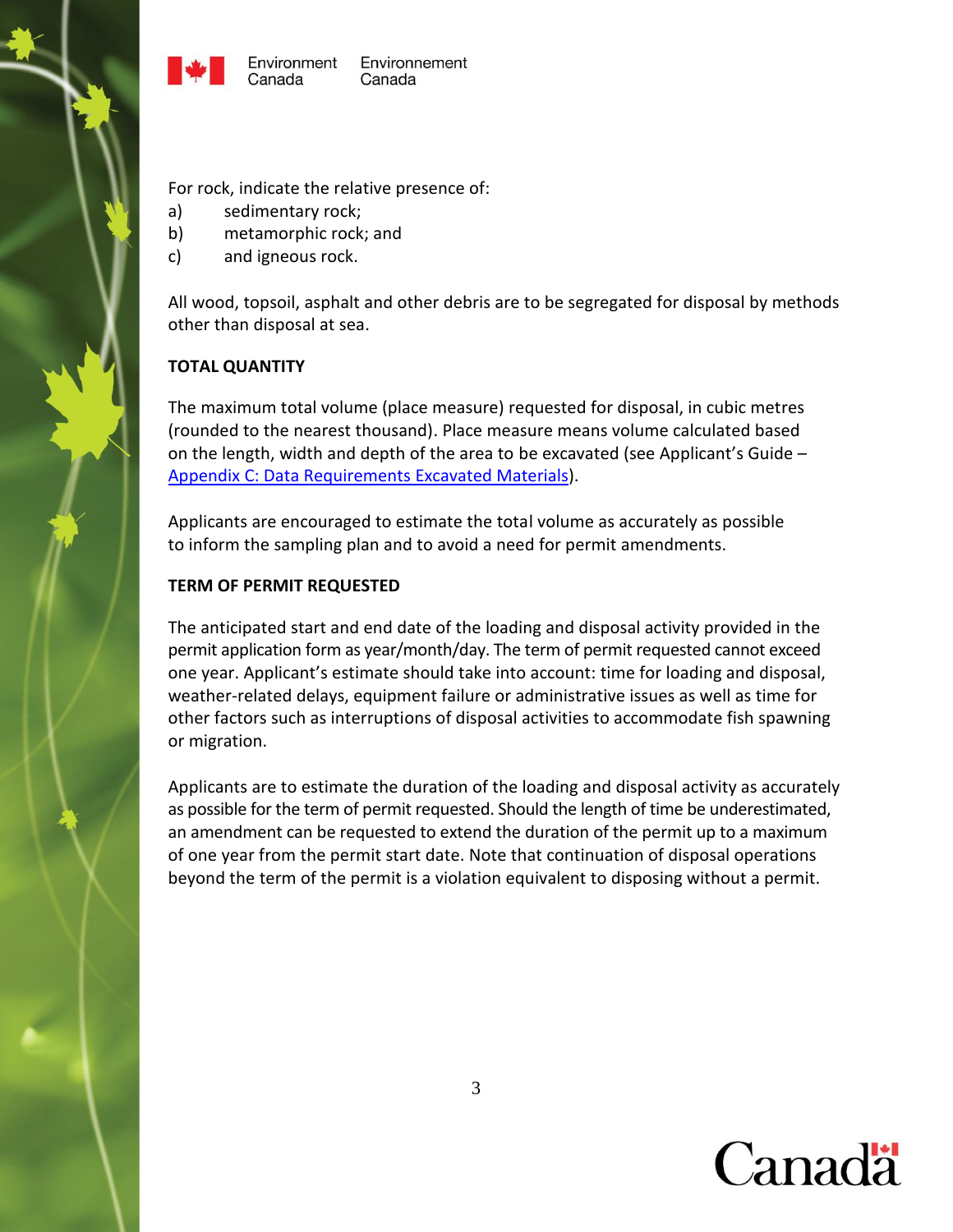For rock, indicate the relative presence of:

a) sedimentary rock;
b) metamorphic rock; and
c) and igneous rock.

All wood, topsoil, asphalt and other debris are to be segregated for disposal by methods other than disposal at sea.

**TOTAL QUANTITY**

The maximum total volume (place measure) requested for disposal, in cubic metres (rounded to the nearest thousand). Place measure means volume calculated based on the length, width and depth of the area to be excavated (see Applicant's Guide – Appendix C: Data Requirements Excavated Materials).

Applicants are encouraged to estimate the total volume as accurately as possible to inform the sampling plan and to avoid a need for permit amendments.

**TERM OF PERMIT REQUESTED**

The anticipated start and end date of the loading and disposal activity provided in the permit application form as year/month/day. The term of permit requested cannot exceed one year. Applicant's estimate should take into account: time for loading and disposal, weather-related delays, equipment failure or administrative issues as well as time for other factors such as interruptions of disposal activities to accommodate fish spawning or migration.

Applicants are to estimate the duration of the loading and disposal activity as accurately as possible for the term of permit requested. Should the length of time be underestimated, an amendment can be requested to extend the duration of the permit up to a maximum of one year from the permit start date. Note that continuation of disposal operations beyond the term of the permit is a violation equivalent to disposing without a permit.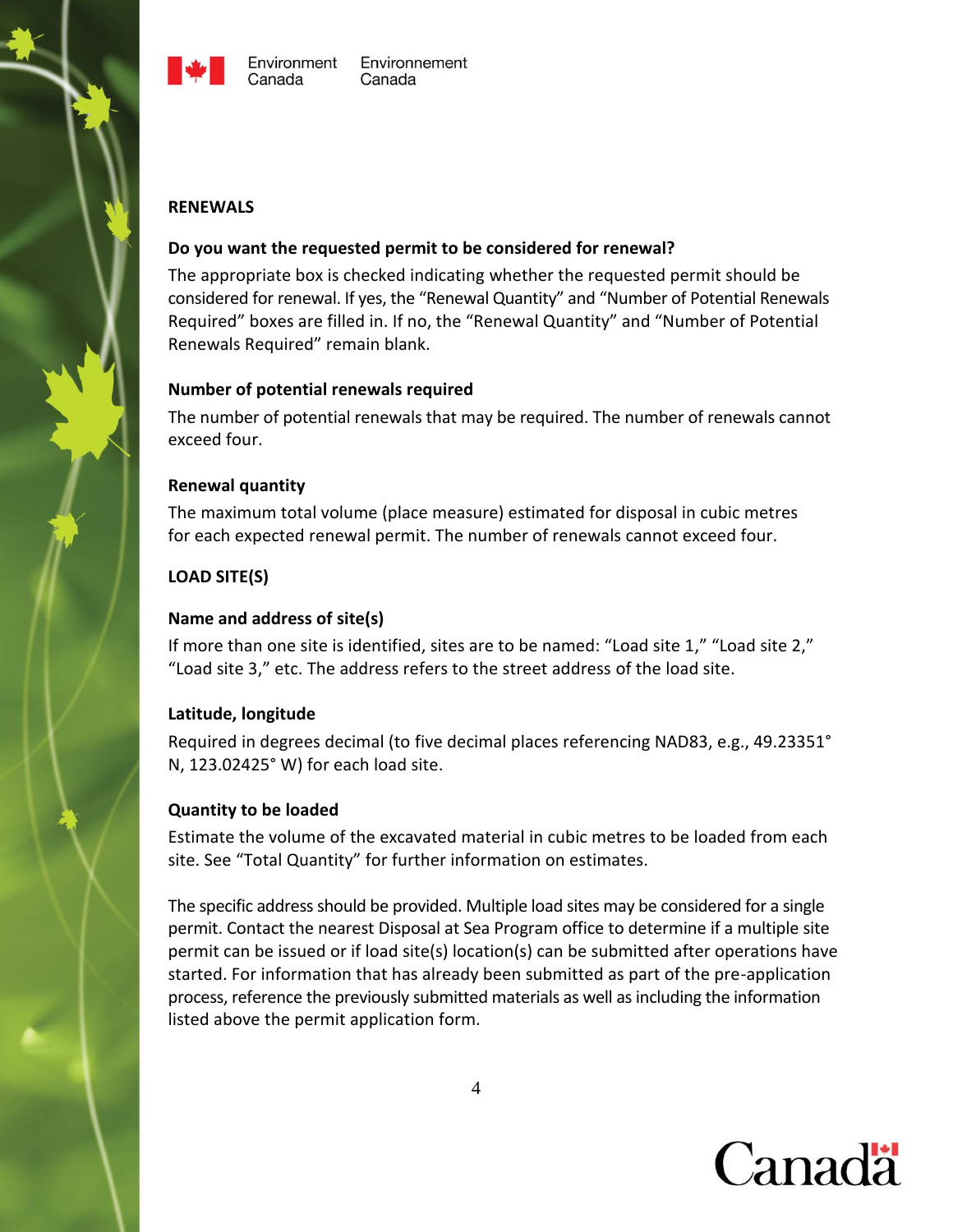## RENEWALS

### Do you want the requested permit to be considered for renewal?

The appropriate box is checked indicating whether the requested permit should be considered for renewal. If yes, the "Renewal Quantity" and "Number of Potential Renewals Required" boxes are filled in. If no, the "Renewal Quantity" and "Number of Potential Renewals Required" remain blank.

### Number of potential renewals required

The number of potential renewals that may be required. The number of renewals cannot exceed four.

### Renewal quantity

The maximum total volume (place measure) estimated for disposal in cubic metres for each expected renewal permit. The number of renewals cannot exceed four.

## LOAD SITE(S)

### Name and address of site(s)

If more than one site is identified, sites are to be named: "Load site 1," "Load site 2," "Load site 3," etc. The address refers to the street address of the load site.

### Latitude, longitude

Required in degrees decimal (to five decimal places referencing NAD83, e.g., 49.23351° N, 123.02425° W) for each load site.

### Quantity to be loaded

Estimate the volume of the excavated material in cubic metres to be loaded from each site. See "Total Quantity" for further information on estimates.

The specific address should be provided. Multiple load sites may be considered for a single permit. Contact the nearest Disposal at Sea Program office to determine if a multiple site permit can be issued or if load site(s) location(s) can be submitted after operations have started. For information that has already been submitted as part of the pre-application process, reference the previously submitted materials as well as including the information listed above the permit application form.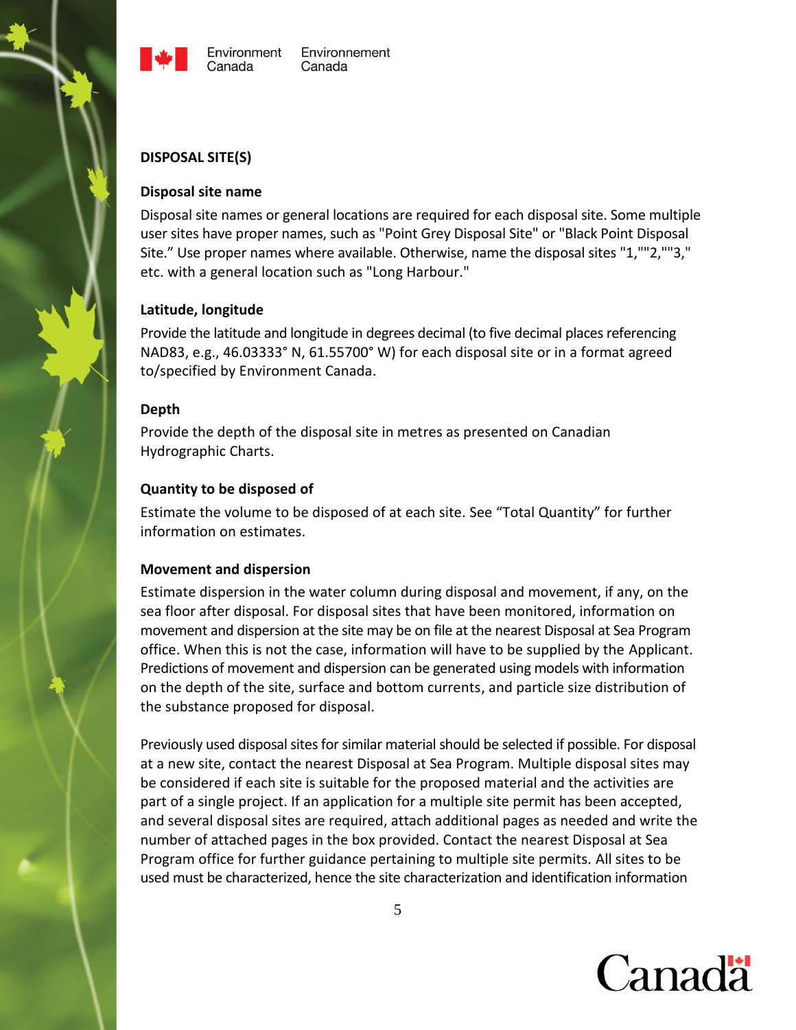## DISPOSAL SITE(S)

### Disposal site name

Disposal site names or general locations are required for each disposal site. Some multiple user sites have proper names, such as "Point Grey Disposal Site" or "Black Point Disposal Site." Use proper names where available. Otherwise, name the disposal sites "1,""2,""3," etc. with a general location such as "Long Harbour."

### Latitude, longitude

Provide the latitude and longitude in degrees decimal (to five decimal places referencing NAD83, e.g., 46.03333° N, 61.55700° W) for each disposal site or in a format agreed to/specified by Environment Canada.

### Depth

Provide the depth of the disposal site in metres as presented on Canadian Hydrographic Charts.

### Quantity to be disposed of

Estimate the volume to be disposed of at each site. See "Total Quantity" for further information on estimates.

### Movement and dispersion

Estimate dispersion in the water column during disposal and movement, if any, on the sea floor after disposal. For disposal sites that have been monitored, information on movement and dispersion at the site may be on file at the nearest Disposal at Sea Program office. When this is not the case, information will have to be supplied by the Applicant. Predictions of movement and dispersion can be generated using models with information on the depth of the site, surface and bottom currents, and particle size distribution of the substance proposed for disposal.

Previously used disposal sites for similar material should be selected if possible. For disposal at a new site, contact the nearest Disposal at Sea Program. Multiple disposal sites may be considered if each site is suitable for the proposed material and the activities are part of a single project. If an application for a multiple site permit has been accepted, and several disposal sites are required, attach additional pages as needed and write the number of attached pages in the box provided. Contact the nearest Disposal at Sea Program office for further guidance pertaining to multiple site permits. All sites to be used must be characterized, hence the site characterization and identification information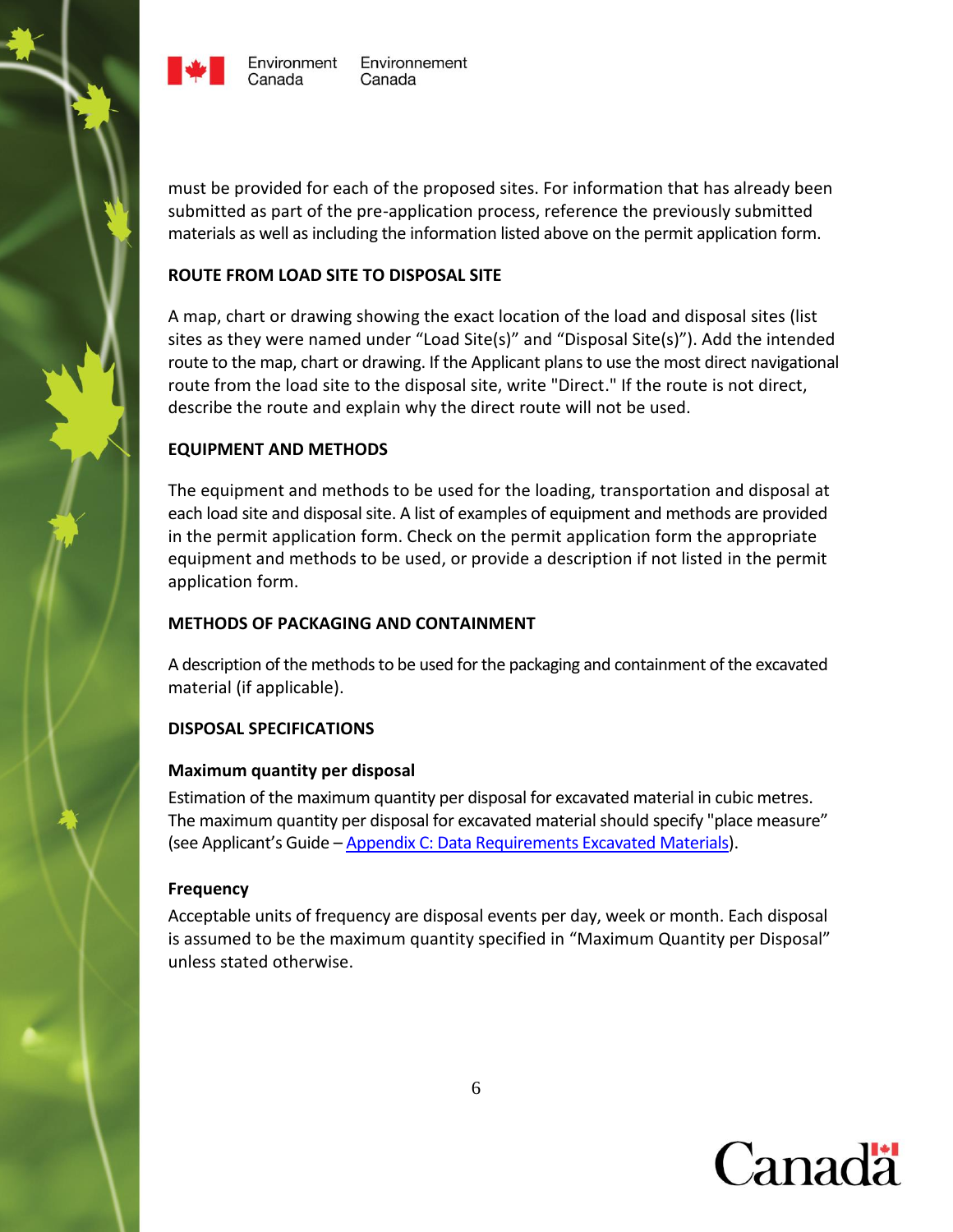must be provided for each of the proposed sites. For information that has already been submitted as part of the pre-application process, reference the previously submitted materials as well as including the information listed above on the permit application form.

## ROUTE FROM LOAD SITE TO DISPOSAL SITE

A map, chart or drawing showing the exact location of the load and disposal sites (list sites as they were named under "Load Site(s)" and "Disposal Site(s)"). Add the intended route to the map, chart or drawing. If the Applicant plans to use the most direct navigational route from the load site to the disposal site, write "Direct." If the route is not direct, describe the route and explain why the direct route will not be used.

## EQUIPMENT AND METHODS

The equipment and methods to be used for the loading, transportation and disposal at each load site and disposal site. A list of examples of equipment and methods are provided in the permit application form. Check on the permit application form the appropriate equipment and methods to be used, or provide a description if not listed in the permit application form.

## METHODS OF PACKAGING AND CONTAINMENT

A description of the methods to be used for the packaging and containment of the excavated material (if applicable).

## DISPOSAL SPECIFICATIONS

### Maximum quantity per disposal

Estimation of the maximum quantity per disposal for excavated material in cubic metres. The maximum quantity per disposal for excavated material should specify "place measure" (see Applicant's Guide – [Appendix C: Data Requirements Excavated Materials]).

### Frequency

Acceptable units of frequency are disposal events per day, week or month. Each disposal is assumed to be the maximum quantity specified in "Maximum Quantity per Disposal" unless stated otherwise.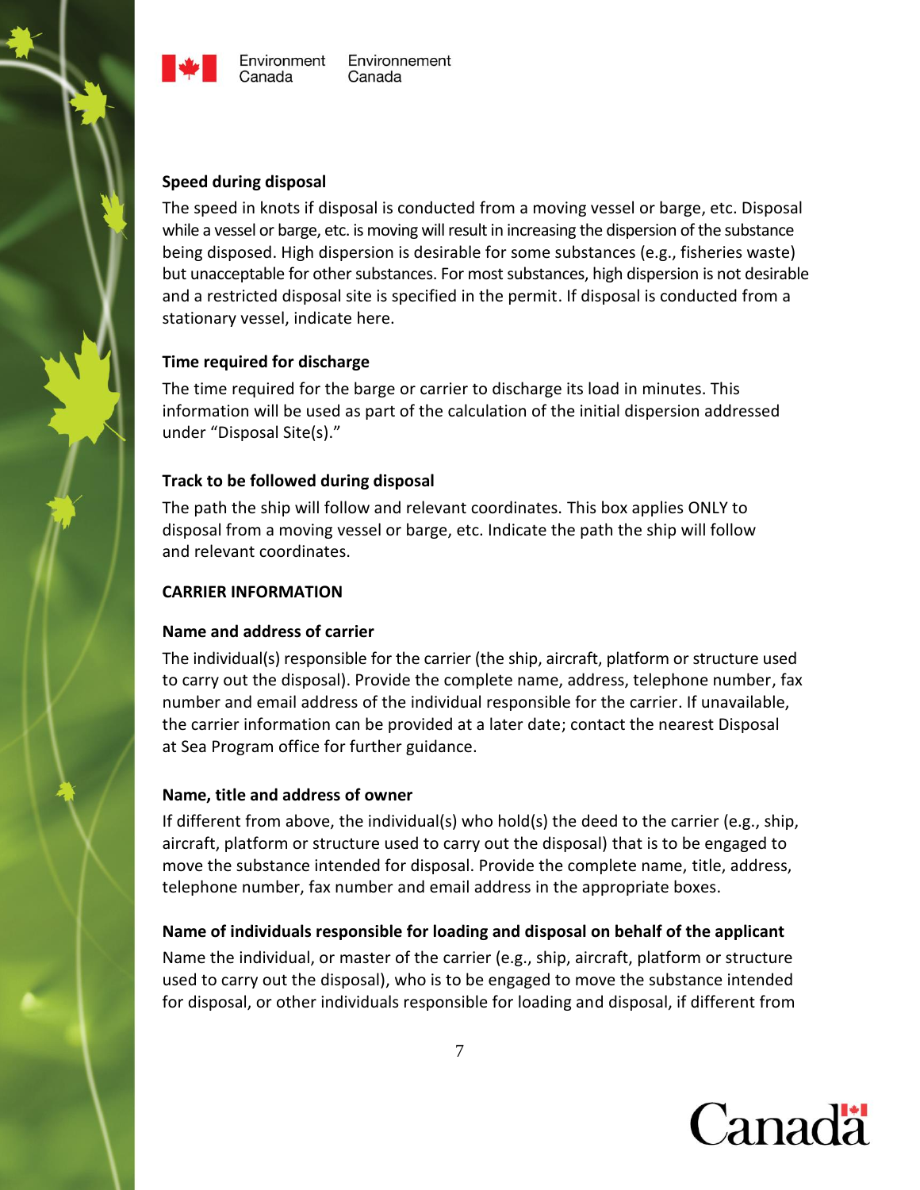### Speed during disposal

The speed in knots if disposal is conducted from a moving vessel or barge, etc. Disposal while a vessel or barge, etc. is moving will result in increasing the dispersion of the substance being disposed. High dispersion is desirable for some substances (e.g., fisheries waste) but unacceptable for other substances. For most substances, high dispersion is not desirable and a restricted disposal site is specified in the permit. If disposal is conducted from a stationary vessel, indicate here.

### Time required for discharge

The time required for the barge or carrier to discharge its load in minutes. This information will be used as part of the calculation of the initial dispersion addressed under “Disposal Site(s).”

### Track to be followed during disposal

The path the ship will follow and relevant coordinates. This box applies ONLY to disposal from a moving vessel or barge, etc. Indicate the path the ship will follow and relevant coordinates.

## CARRIER INFORMATION

### Name and address of carrier

The individual(s) responsible for the carrier (the ship, aircraft, platform or structure used to carry out the disposal). Provide the complete name, address, telephone number, fax number and email address of the individual responsible for the carrier. If unavailable, the carrier information can be provided at a later date; contact the nearest Disposal at Sea Program office for further guidance.

### Name, title and address of owner

If different from above, the individual(s) who hold(s) the deed to the carrier (e.g., ship, aircraft, platform or structure used to carry out the disposal) that is to be engaged to move the substance intended for disposal. Provide the complete name, title, address, telephone number, fax number and email address in the appropriate boxes.

### Name of individuals responsible for loading and disposal on behalf of the applicant

Name the individual, or master of the carrier (e.g., ship, aircraft, platform or structure used to carry out the disposal), who is to be engaged to move the substance intended for disposal, or other individuals responsible for loading and disposal, if different from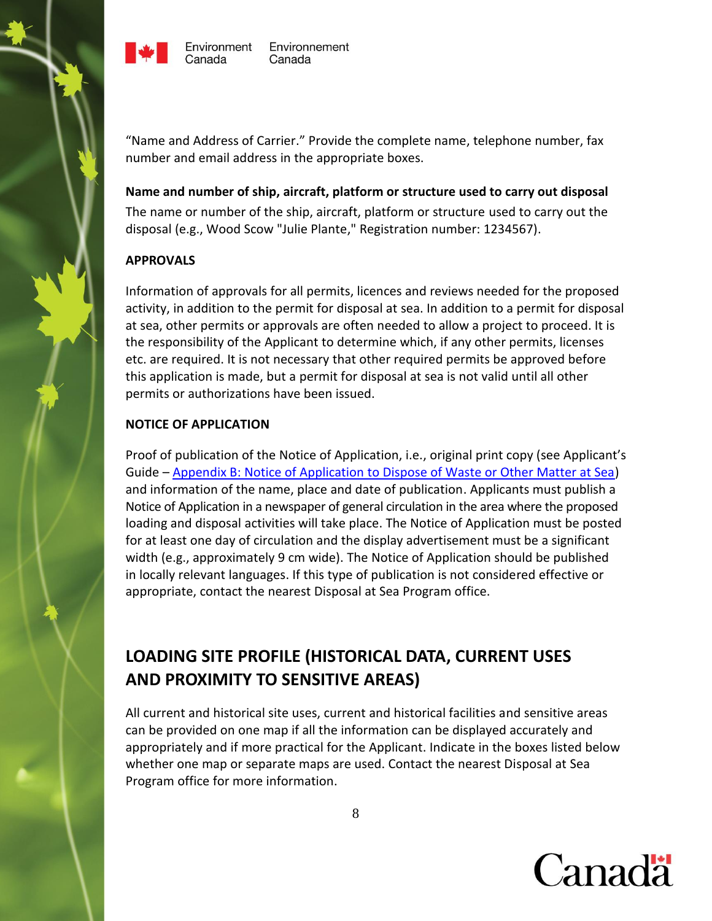“Name and Address of Carrier.” Provide the complete name, telephone number, fax number and email address in the appropriate boxes.

**Name and number of ship, aircraft, platform or structure used to carry out disposal**

The name or number of the ship, aircraft, platform or structure used to carry out the disposal (e.g., Wood Scow "Julie Plante," Registration number: 1234567).

**APPROVALS**

Information of approvals for all permits, licences and reviews needed for the proposed activity, in addition to the permit for disposal at sea. In addition to a permit for disposal at sea, other permits or approvals are often needed to allow a project to proceed. It is the responsibility of the Applicant to determine which, if any other permits, licenses etc. are required. It is not necessary that other required permits be approved before this application is made, but a permit for disposal at sea is not valid until all other permits or authorizations have been issued.

**NOTICE OF APPLICATION**

Proof of publication of the Notice of Application, i.e., original print copy (see Applicant’s Guide – [Appendix B: Notice of Application to Dispose of Waste or Other Matter at Sea]) and information of the name, place and date of publication. Applicants must publish a Notice of Application in a newspaper of general circulation in the area where the proposed loading and disposal activities will take place. The Notice of Application must be posted for at least one day of circulation and the display advertisement must be a significant width (e.g., approximately 9 cm wide). The Notice of Application should be published in locally relevant languages. If this type of publication is not considered effective or appropriate, contact the nearest Disposal at Sea Program office.

## LOADING SITE PROFILE (HISTORICAL DATA, CURRENT USES AND PROXIMITY TO SENSITIVE AREAS)

All current and historical site uses, current and historical facilities and sensitive areas can be provided on one map if all the information can be displayed accurately and appropriately and if more practical for the Applicant. Indicate in the boxes listed below whether one map or separate maps are used. Contact the nearest Disposal at Sea Program office for more information.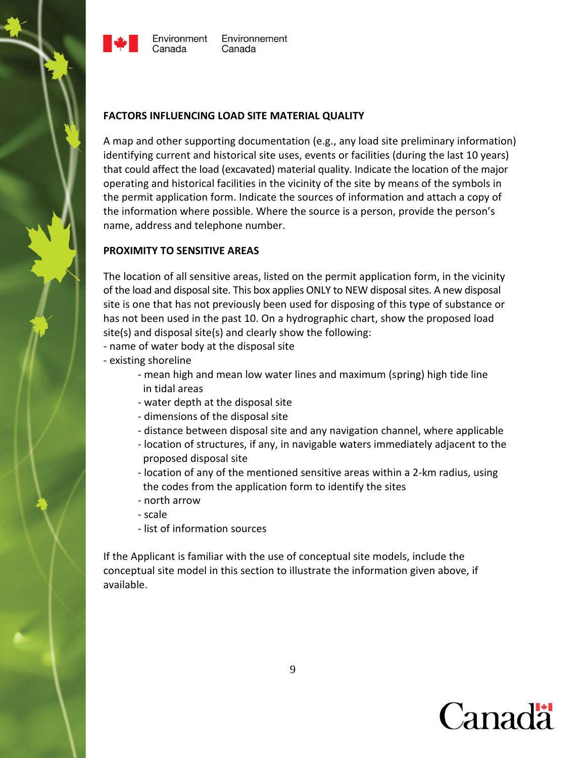**FACTORS INFLUENCING LOAD SITE MATERIAL QUALITY**

A map and other supporting documentation (e.g., any load site preliminary information) identifying current and historical site uses, events or facilities (during the last 10 years) that could affect the load (excavated) material quality. Indicate the location of the major operating and historical facilities in the vicinity of the site by means of the symbols in the permit application form. Indicate the sources of information and attach a copy of the information where possible. Where the source is a person, provide the person's name, address and telephone number.

**PROXIMITY TO SENSITIVE AREAS**

The location of all sensitive areas, listed on the permit application form, in the vicinity of the load and disposal site. This box applies ONLY to NEW disposal sites. A new disposal site is one that has not previously been used for disposing of this type of substance or has not been used in the past 10. On a hydrographic chart, show the proposed load site(s) and disposal site(s) and clearly show the following:

- name of water body at the disposal site
- existing shoreline
    - mean high and mean low water lines and maximum (spring) high tide line in tidal areas
    - water depth at the disposal site
    - dimensions of the disposal site
    - distance between disposal site and any navigation channel, where applicable
    - location of structures, if any, in navigable waters immediately adjacent to the proposed disposal site
    - location of any of the mentioned sensitive areas within a 2-km radius, using the codes from the application form to identify the sites
    - north arrow
    - scale
    - list of information sources

If the Applicant is familiar with the use of conceptual site models, include the conceptual site model in this section to illustrate the information given above, if available.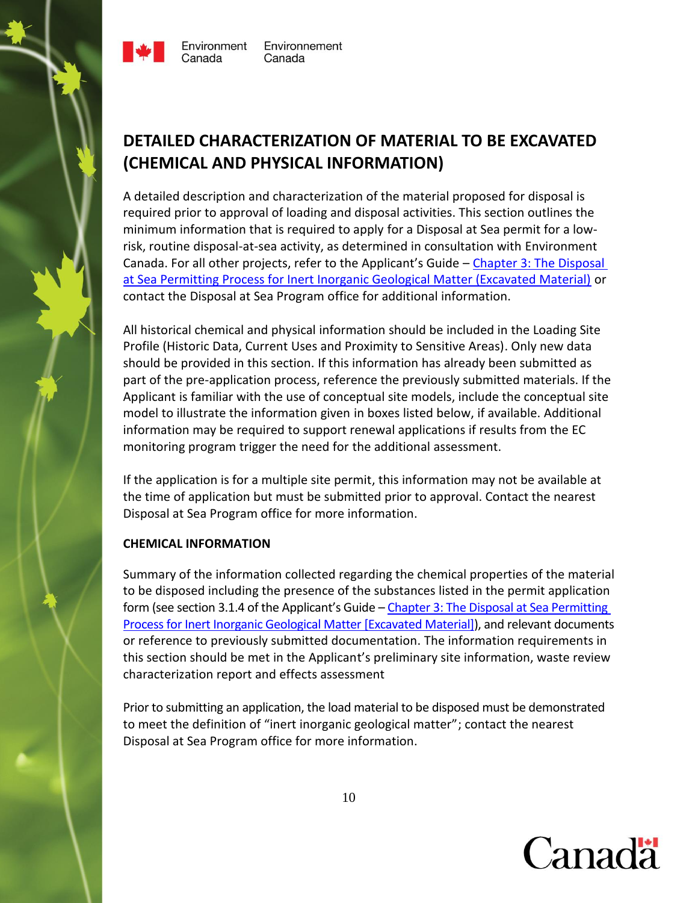## DETAILED CHARACTERIZATION OF MATERIAL TO BE EXCAVATED (CHEMICAL AND PHYSICAL INFORMATION)

A detailed description and characterization of the material proposed for disposal is required prior to approval of loading and disposal activities. This section outlines the minimum information that is required to apply for a Disposal at Sea permit for a low-risk, routine disposal-at-sea activity, as determined in consultation with Environment Canada. For all other projects, refer to the Applicant's Guide – Chapter 3: The Disposal at Sea Permitting Process for Inert Inorganic Geological Matter (Excavated Material) or contact the Disposal at Sea Program office for additional information.

All historical chemical and physical information should be included in the Loading Site Profile (Historic Data, Current Uses and Proximity to Sensitive Areas). Only new data should be provided in this section. If this information has already been submitted as part of the pre-application process, reference the previously submitted materials. If the Applicant is familiar with the use of conceptual site models, include the conceptual site model to illustrate the information given in boxes listed below, if available. Additional information may be required to support renewal applications if results from the EC monitoring program trigger the need for the additional assessment.

If the application is for a multiple site permit, this information may not be available at the time of application but must be submitted prior to approval. Contact the nearest Disposal at Sea Program office for more information.

### CHEMICAL INFORMATION

Summary of the information collected regarding the chemical properties of the material to be disposed including the presence of the substances listed in the permit application form (see section 3.1.4 of the Applicant's Guide – Chapter 3: The Disposal at Sea Permitting Process for Inert Inorganic Geological Matter [Excavated Material]), and relevant documents or reference to previously submitted documentation. The information requirements in this section should be met in the Applicant's preliminary site information, waste review characterization report and effects assessment

Prior to submitting an application, the load material to be disposed must be demonstrated to meet the definition of "inert inorganic geological matter"; contact the nearest Disposal at Sea Program office for more information.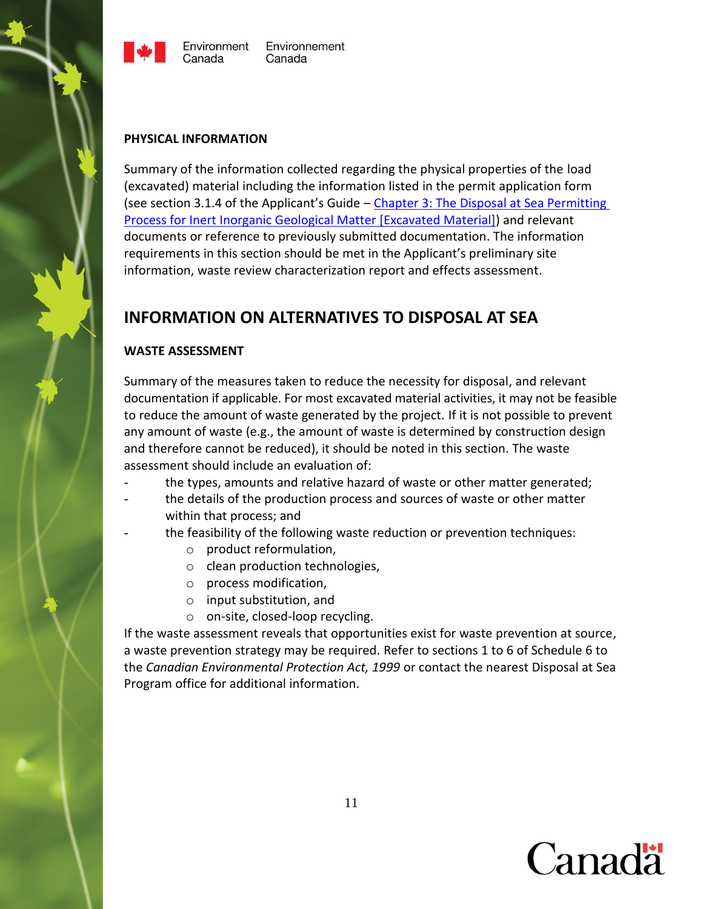#### PHYSICAL INFORMATION

Summary of the information collected regarding the physical properties of the load (excavated) material including the information listed in the permit application form (see section 3.1.4 of the Applicant's Guide – [Chapter 3: The Disposal at Sea Permitting Process for Inert Inorganic Geological Matter [Excavated Material]]) and relevant documents or reference to previously submitted documentation. The information requirements in this section should be met in the Applicant's preliminary site information, waste review characterization report and effects assessment.

## INFORMATION ON ALTERNATIVES TO DISPOSAL AT SEA

#### WASTE ASSESSMENT

Summary of the measures taken to reduce the necessity for disposal, and relevant documentation if applicable. For most excavated material activities, it may not be feasible to reduce the amount of waste generated by the project. If it is not possible to prevent any amount of waste (e.g., the amount of waste is determined by construction design and therefore cannot be reduced), it should be noted in this section. The waste assessment should include an evaluation of:

- the types, amounts and relative hazard of waste or other matter generated;
- the details of the production process and sources of waste or other matter within that process; and
- the feasibility of the following waste reduction or prevention techniques:
  - product reformulation,
  - clean production technologies,
  - process modification,
  - input substitution, and
  - on-site, closed-loop recycling.

If the waste assessment reveals that opportunities exist for waste prevention at source, a waste prevention strategy may be required. Refer to sections 1 to 6 of Schedule 6 to the *Canadian Environmental Protection Act, 1999* or contact the nearest Disposal at Sea Program office for additional information.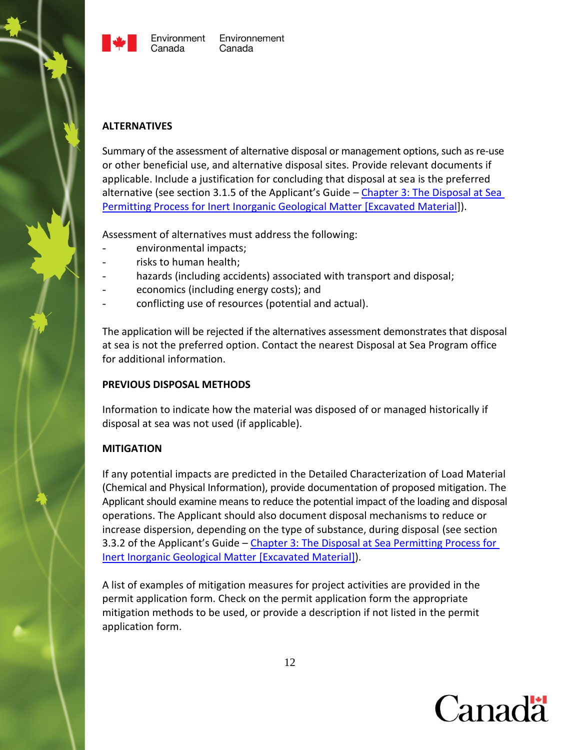**ALTERNATIVES**

Summary of the assessment of alternative disposal or management options, such as re-use or other beneficial use, and alternative disposal sites. Provide relevant documents if applicable. Include a justification for concluding that disposal at sea is the preferred alternative (see section 3.1.5 of the Applicant's Guide – [Chapter 3: The Disposal at Sea Permitting Process for Inert Inorganic Geological Matter [Excavated Material]]).

Assessment of alternatives must address the following:

- environmental impacts;
- risks to human health;
- hazards (including accidents) associated with transport and disposal;
- economics (including energy costs); and
- conflicting use of resources (potential and actual).

The application will be rejected if the alternatives assessment demonstrates that disposal at sea is not the preferred option. Contact the nearest Disposal at Sea Program office for additional information.

**PREVIOUS DISPOSAL METHODS**

Information to indicate how the material was disposed of or managed historically if disposal at sea was not used (if applicable).

**MITIGATION**

If any potential impacts are predicted in the Detailed Characterization of Load Material (Chemical and Physical Information), provide documentation of proposed mitigation. The Applicant should examine means to reduce the potential impact of the loading and disposal operations. The Applicant should also document disposal mechanisms to reduce or increase dispersion, depending on the type of substance, during disposal (see section 3.3.2 of the Applicant's Guide – [Chapter 3: The Disposal at Sea Permitting Process for Inert Inorganic Geological Matter [Excavated Material]]).

A list of examples of mitigation measures for project activities are provided in the permit application form. Check on the permit application form the appropriate mitigation methods to be used, or provide a description if not listed in the permit application form.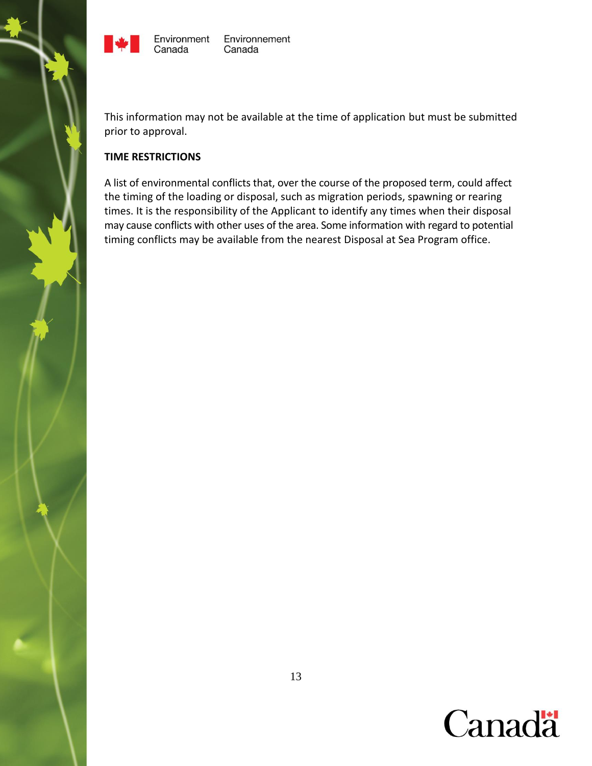This information may not be available at the time of application but must be submitted prior to approval.

**TIME RESTRICTIONS**

A list of environmental conflicts that, over the course of the proposed term, could affect the timing of the loading or disposal, such as migration periods, spawning or rearing times. It is the responsibility of the Applicant to identify any times when their disposal may cause conflicts with other uses of the area. Some information with regard to potential timing conflicts may be available from the nearest Disposal at Sea Program office.